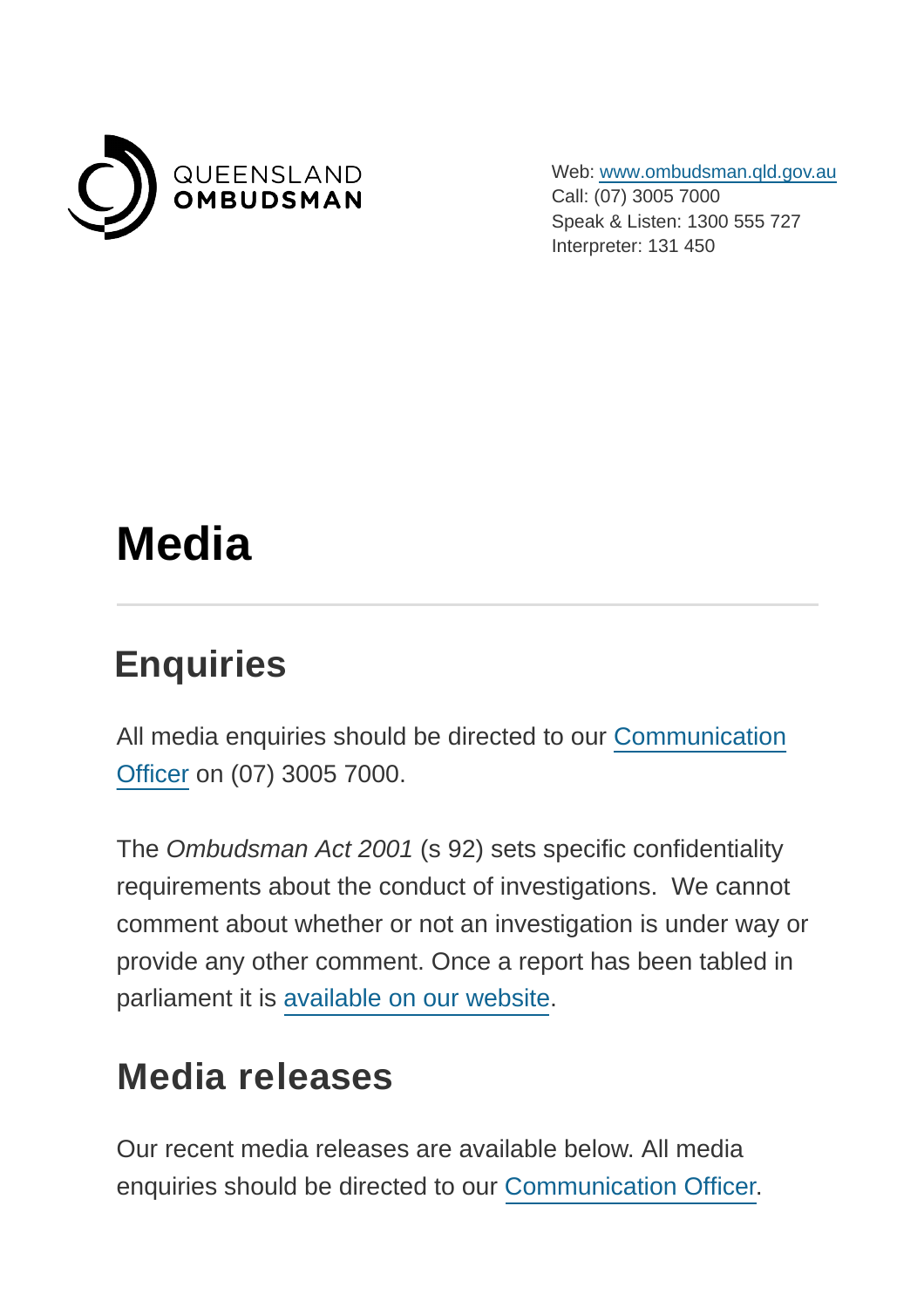QUEENSLAND OMBUDSMAN

Web: www.ombudsman.qld.gov.au
Call: (07) 3005 7000
Speak & Listen: 1300 555 727
Interpreter: 131 450

# Media

## Enquiries

All media enquiries should be directed to our Communication Officer on (07) 3005 7000.

The *Ombudsman Act 2001* (s 92) sets specific confidentiality requirements about the conduct of investigations. We cannot comment about whether or not an investigation is under way or provide any other comment. Once a report has been tabled in parliament it is available on our website.

## Media releases

Our recent media releases are available below. All media enquiries should be directed to our Communication Officer.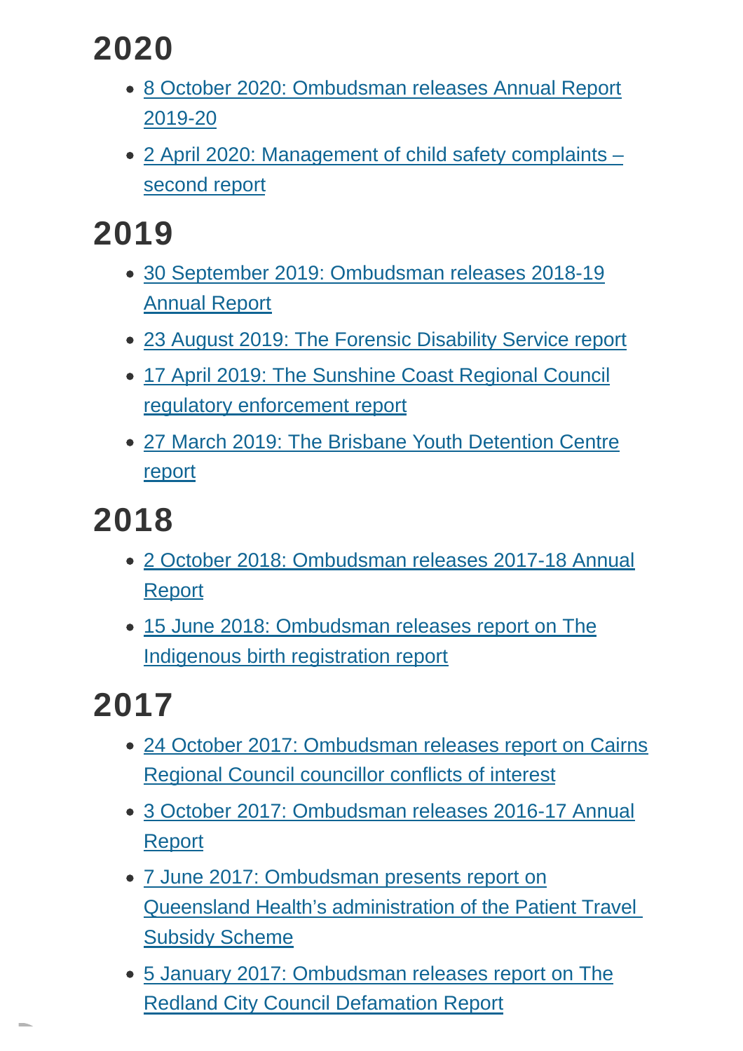## 2020

- 8 October 2020: Ombudsman releases Annual Report 2019-20
- 2 April 2020: Management of child safety complaints – second report

## 2019

- 30 September 2019: Ombudsman releases 2018-19 Annual Report
- 23 August 2019: The Forensic Disability Service report
- 17 April 2019: The Sunshine Coast Regional Council regulatory enforcement report
- 27 March 2019: The Brisbane Youth Detention Centre report

## 2018

- 2 October 2018: Ombudsman releases 2017-18 Annual Report
- 15 June 2018: Ombudsman releases report on The Indigenous birth registration report

## 2017

- 24 October 2017: Ombudsman releases report on Cairns Regional Council councillor conflicts of interest
- 3 October 2017: Ombudsman releases 2016-17 Annual Report
- 7 June 2017: Ombudsman presents report on Queensland Health's administration of the Patient Travel Subsidy Scheme
- 5 January 2017: Ombudsman releases report on The Redland City Council Defamation Report